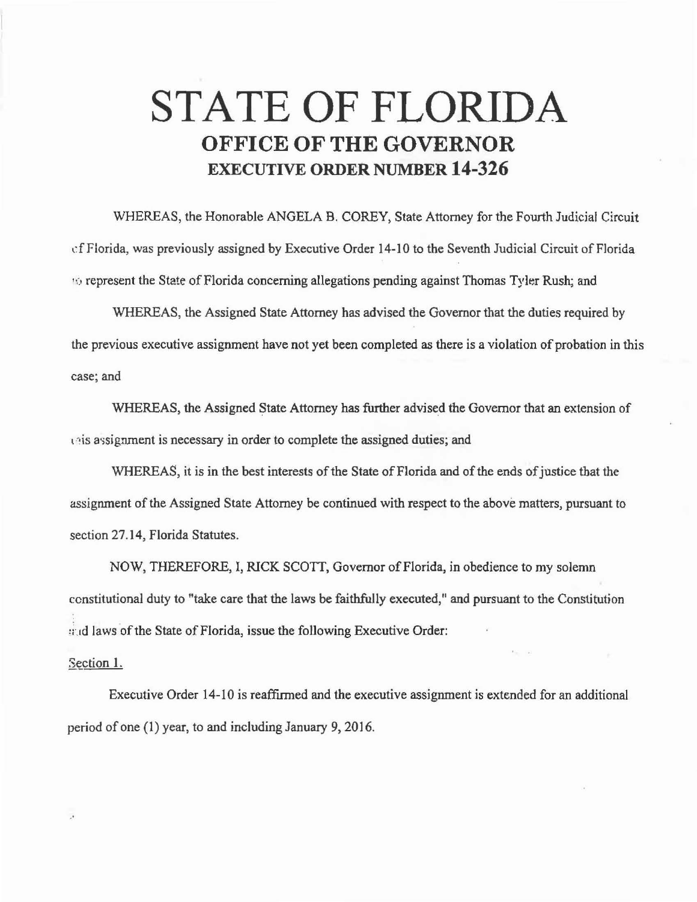# STATE OF FLORIDA

## OFFICE OF THE GOVERNOR

### EXECUTIVE ORDER NUMBER 14-326

WHEREAS, the Honorable ANGELA B. COREY, State Attorney for the Fourth Judicial Circuit of Florida, was previously assigned by Executive Order 14-10 to the Seventh Judicial Circuit of Florida to represent the State of Florida concerning allegations pending against Thomas Tyler Rush; and

WHEREAS, the Assigned State Attorney has advised the Governor that the duties required by the previous executive assignment have not yet been completed as there is a violation of probation in this case; and

WHEREAS, the Assigned State Attorney has further advised the Governor that an extension of this assignment is necessary in order to complete the assigned duties; and

WHEREAS, it is in the best interests of the State of Florida and of the ends of justice that the assignment of the Assigned State Attorney be continued with respect to the above matters, pursuant to section 27.14, Florida Statutes.

NOW, THEREFORE, I, RICK SCOTT, Governor of Florida, in obedience to my solemn constitutional duty to "take care that the laws be faithfully executed," and pursuant to the Constitution and laws of the State of Florida, issue the following Executive Order:

Section 1.

Executive Order 14-10 is reaffirmed and the executive assignment is extended for an additional period of one (1) year, to and including January 9, 2016.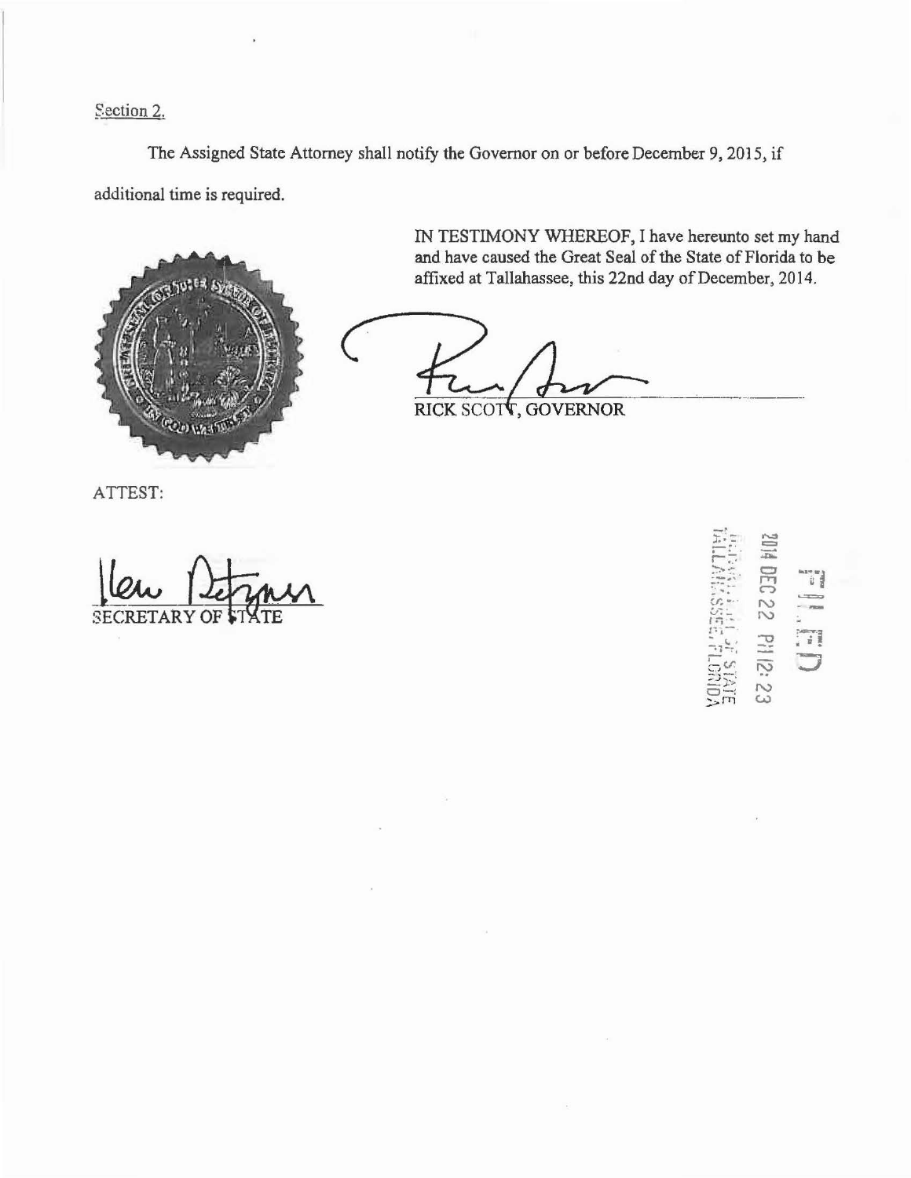Section 2.

The Assigned State Attorney shall notify the Governor on or before December 9, 2015, if additional time is required.

IN TESTIMONY WHEREOF, I have hereunto set my hand and have caused the Great Seal of the State of Florida to be affixed at Tallahassee, this 22nd day of December, 2014.

RICK SCOTT, GOVERNOR

ATTEST:

SECRETARY OF STATE

FILED

2014 DEC 22 PM 12: 23

DEPARTMENT OF STATE
TALLAHASSEE, FLORIDA